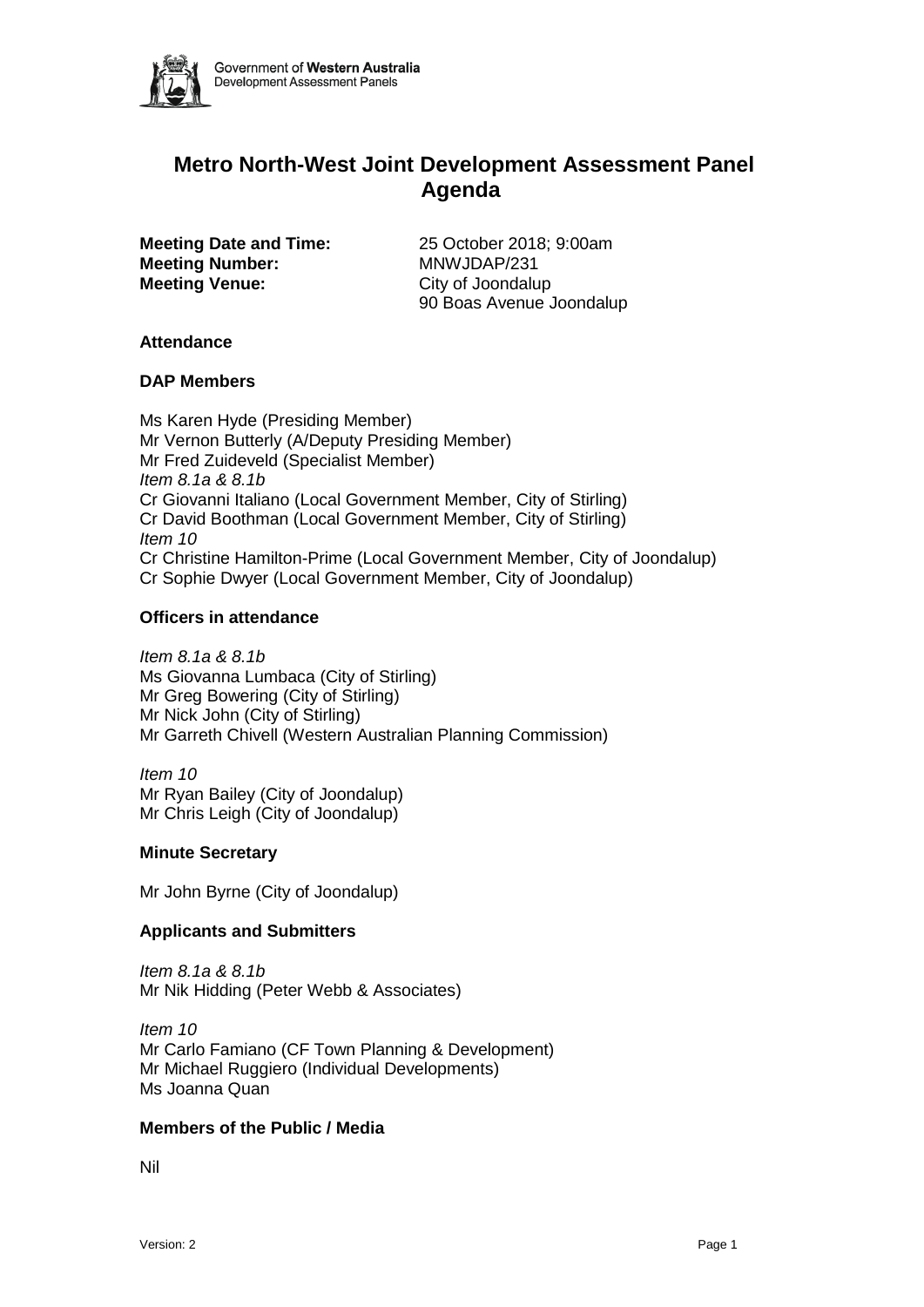Government of **Western Australia**
Development Assessment Panels

# Metro North-West Joint Development Assessment Panel Agenda

**Meeting Date and Time:** 25 October 2018; 9:00am
**Meeting Number:** MNWJDAP/231
**Meeting Venue:** City of Joondalup
90 Boas Avenue Joondalup

### Attendance

### DAP Members

Ms Karen Hyde (Presiding Member)
Mr Vernon Butterly (A/Deputy Presiding Member)
Mr Fred Zuideveld (Specialist Member)
*Item 8.1a & 8.1b*
Cr Giovanni Italiano (Local Government Member, City of Stirling)
Cr David Boothman (Local Government Member, City of Stirling)
*Item 10*
Cr Christine Hamilton-Prime (Local Government Member, City of Joondalup)
Cr Sophie Dwyer (Local Government Member, City of Joondalup)

### Officers in attendance

*Item 8.1a & 8.1b*
Ms Giovanna Lumbaca (City of Stirling)
Mr Greg Bowering (City of Stirling)
Mr Nick John (City of Stirling)
Mr Garreth Chivell (Western Australian Planning Commission)

*Item 10*
Mr Ryan Bailey (City of Joondalup)
Mr Chris Leigh (City of Joondalup)

### Minute Secretary

Mr John Byrne (City of Joondalup)

### Applicants and Submitters

*Item 8.1a & 8.1b*
Mr Nik Hidding (Peter Webb & Associates)

*Item 10*
Mr Carlo Famiano (CF Town Planning & Development)
Mr Michael Ruggiero (Individual Developments)
Ms Joanna Quan

### Members of the Public / Media

Nil

Version: 2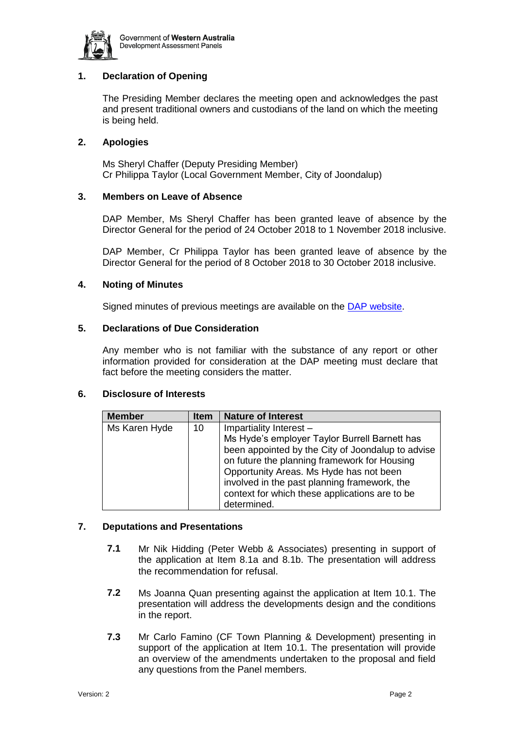## 1. Declaration of Opening

The Presiding Member declares the meeting open and acknowledges the past and present traditional owners and custodians of the land on which the meeting is being held.

## 2. Apologies

Ms Sheryl Chaffer (Deputy Presiding Member)
Cr Philippa Taylor (Local Government Member, City of Joondalup)

## 3. Members on Leave of Absence

DAP Member, Ms Sheryl Chaffer has been granted leave of absence by the Director General for the period of 24 October 2018 to 1 November 2018 inclusive.

DAP Member, Cr Philippa Taylor has been granted leave of absence by the Director General for the period of 8 October 2018 to 30 October 2018 inclusive.

## 4. Noting of Minutes

Signed minutes of previous meetings are available on the [DAP website](#).

## 5. Declarations of Due Consideration

Any member who is not familiar with the substance of any report or other information provided for consideration at the DAP meeting must declare that fact before the meeting considers the matter.

## 6. Disclosure of Interests

| Member | Item | Nature of Interest |
|---|---|---|
| Ms Karen Hyde | 10 | Impartiality Interest – Ms Hyde's employer Taylor Burrell Barnett has been appointed by the City of Joondalup to advise on future the planning framework for Housing Opportunity Areas. Ms Hyde has not been involved in the past planning framework, the context for which these applications are to be determined. |

## 7. Deputations and Presentations

**7.1** Mr Nik Hidding (Peter Webb & Associates) presenting in support of the application at Item 8.1a and 8.1b. The presentation will address the recommendation for refusal.

**7.2** Ms Joanna Quan presenting against the application at Item 10.1. The presentation will address the developments design and the conditions in the report.

**7.3** Mr Carlo Famino (CF Town Planning & Development) presenting in support of the application at Item 10.1. The presentation will provide an overview of the amendments undertaken to the proposal and field any questions from the Panel members.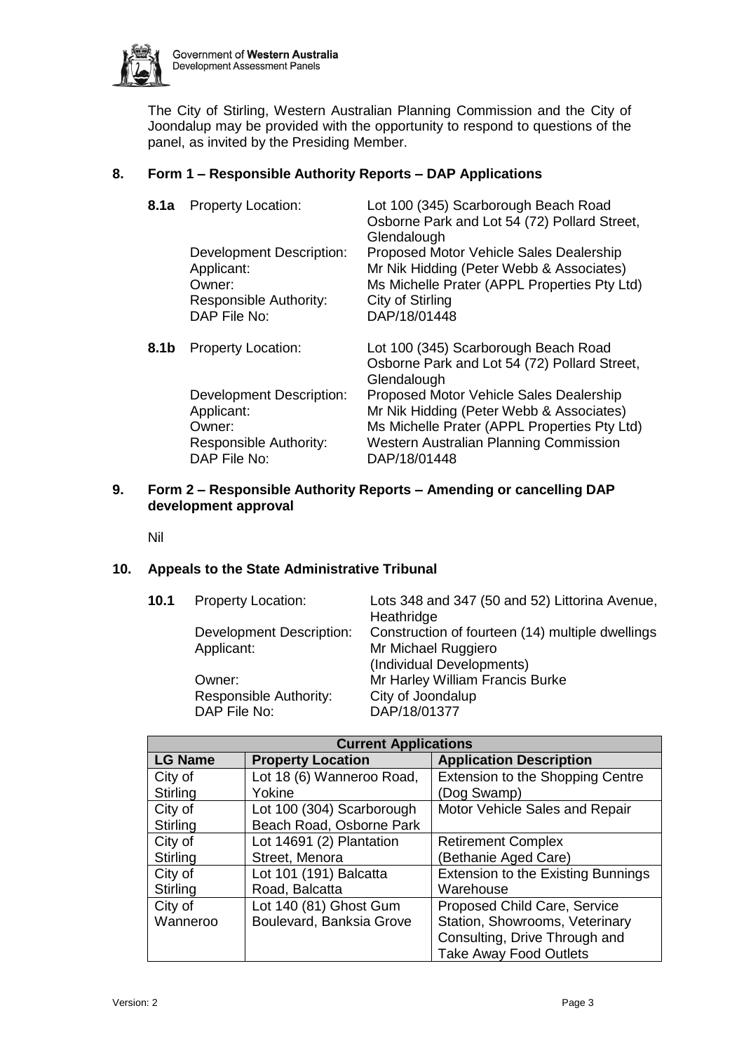The City of Stirling, Western Australian Planning Commission and the City of Joondalup may be provided with the opportunity to respond to questions of the panel, as invited by the Presiding Member.

## 8. Form 1 – Responsible Authority Reports – DAP Applications

**8.1a**

| | |
|---|---|
| Property Location: | Lot 100 (345) Scarborough Beach Road Osborne Park and Lot 54 (72) Pollard Street, Glendalough |
| Development Description: | Proposed Motor Vehicle Sales Dealership |
| Applicant: | Mr Nik Hidding (Peter Webb & Associates) |
| Owner: | Ms Michelle Prater (APPL Properties Pty Ltd) |
| Responsible Authority: | City of Stirling |
| DAP File No: | DAP/18/01448 |

**8.1b**

| | |
|---|---|
| Property Location: | Lot 100 (345) Scarborough Beach Road Osborne Park and Lot 54 (72) Pollard Street, Glendalough |
| Development Description: | Proposed Motor Vehicle Sales Dealership |
| Applicant: | Mr Nik Hidding (Peter Webb & Associates) |
| Owner: | Ms Michelle Prater (APPL Properties Pty Ltd) |
| Responsible Authority: | Western Australian Planning Commission |
| DAP File No: | DAP/18/01448 |

## 9. Form 2 – Responsible Authority Reports – Amending or cancelling DAP development approval

Nil

## 10. Appeals to the State Administrative Tribunal

**10.1**

| | |
|---|---|
| Property Location: | Lots 348 and 347 (50 and 52) Littorina Avenue, Heathridge |
| Development Description: | Construction of fourteen (14) multiple dwellings |
| Applicant: | Mr Michael Ruggiero (Individual Developments) |
| Owner: | Mr Harley William Francis Burke |
| Responsible Authority: | City of Joondalup |
| DAP File No: | DAP/18/01377 |

| Current Applications | | |
|---|---|---|
| **LG Name** | **Property Location** | **Application Description** |
| City of Stirling | Lot 18 (6) Wanneroo Road, Yokine | Extension to the Shopping Centre (Dog Swamp) |
| City of Stirling | Lot 100 (304) Scarborough Beach Road, Osborne Park | Motor Vehicle Sales and Repair |
| City of Stirling | Lot 14691 (2) Plantation Street, Menora | Retirement Complex (Bethanie Aged Care) |
| City of Stirling | Lot 101 (191) Balcatta Road, Balcatta | Extension to the Existing Bunnings Warehouse |
| City of Wanneroo | Lot 140 (81) Ghost Gum Boulevard, Banksia Grove | Proposed Child Care, Service Station, Showrooms, Veterinary Consulting, Drive Through and Take Away Food Outlets |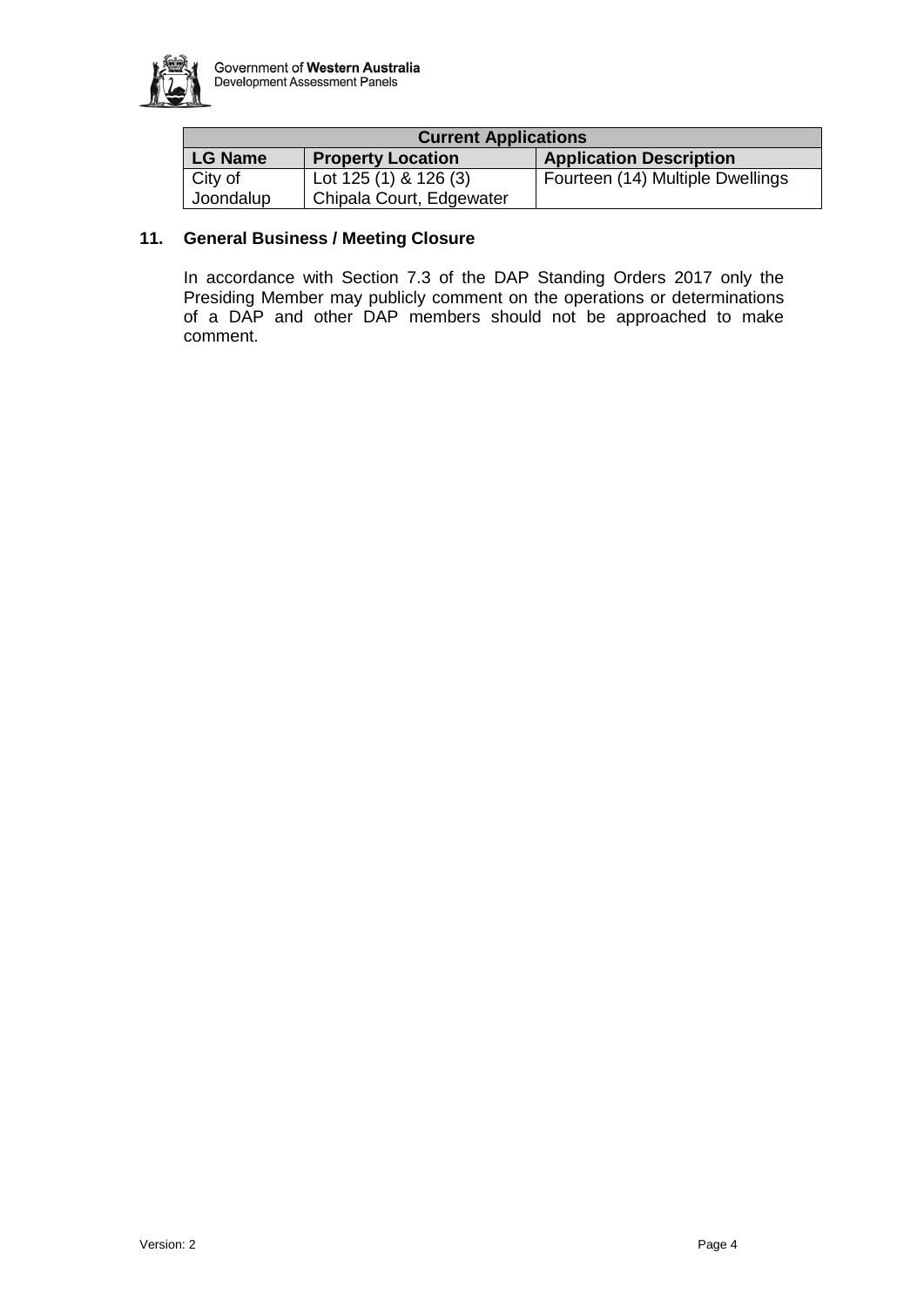| Current Applications | | |
| --- | --- | --- |
| **LG Name** | **Property Location** | **Application Description** |
| City of Joondalup | Lot 125 (1) & 126 (3) Chipala Court, Edgewater | Fourteen (14) Multiple Dwellings |

## 11. General Business / Meeting Closure

In accordance with Section 7.3 of the DAP Standing Orders 2017 only the Presiding Member may publicly comment on the operations or determinations of a DAP and other DAP members should not be approached to make comment.